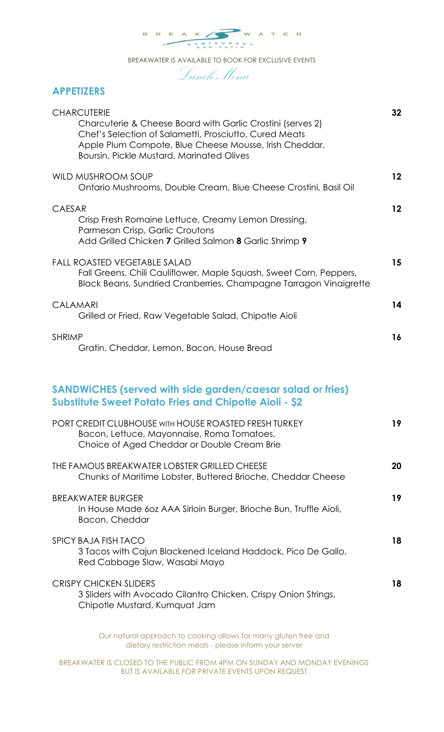BREAKWATER RESTAURANT BAR • PATIO

BREAKWATER IS AVAILABLE TO BOOK FOR EXCLUSIVE EVENTS

*Lunch Menu*

## APPETIZERS

**CHARCUTERIE** — **32**
Charcuterie & Cheese Board with Garlic Crostini (serves 2)
Chef's Selection of Salametti, Prosciutto, Cured Meats
Apple Plum Compote, Blue Cheese Mousse, Irish Cheddar, Boursin, Pickle Mustard, Marinated Olives

**WILD MUSHROOM SOUP** — **12**
Ontario Mushrooms, Double Cream, Blue Cheese Crostini, Basil Oil

**CAESAR** — **12**
Crisp Fresh Romaine Lettuce, Creamy Lemon Dressing, Parmesan Crisp, Garlic Croutons
Add Grilled Chicken **7** Grilled Salmon **8** Garlic Shrimp **9**

**FALL ROASTED VEGETABLE SALAD** — **15**
Fall Greens, Chili Cauliflower, Maple Squash, Sweet Corn, Peppers, Black Beans, Sundried Cranberries, Champagne Tarragon Vinaigrette

**CALAMARI** — **14**
Grilled or Fried, Raw Vegetable Salad, Chipotle Aioli

**SHRIMP** — **16**
Gratin, Cheddar, Lemon, Bacon, House Bread

## SANDWICHES (served with side garden/caesar salad or fries)
### Substitute Sweet Potato Fries and Chipotle Aioli - $2

**PORT CREDIT CLUBHOUSE WITH HOUSE ROASTED FRESH TURKEY** — **19**
Bacon, Lettuce, Mayonnaise, Roma Tomatoes, Choice of Aged Cheddar or Double Cream Brie

**THE FAMOUS BREAKWATER LOBSTER GRILLED CHEESE** — **20**
Chunks of Maritime Lobster, Buttered Brioche, Cheddar Cheese

**BREAKWATER BURGER** — **19**
In House Made 6oz AAA Sirloin Burger, Brioche Bun, Truffle Aioli, Bacon, Cheddar

**SPICY BAJA FISH TACO** — **18**
3 Tacos with Cajun Blackened Iceland Haddock, Pico De Gallo, Red Cabbage Slaw, Wasabi Mayo

**CRISPY CHICKEN SLIDERS** — **18**
3 Sliders with Avocado Cilantro Chicken, Crispy Onion Strings, Chipotle Mustard, Kumquat Jam

Our natural approach to cooking allows for many gluten free and dietary restriction meals - please inform your server

BREAKWATER IS CLOSED TO THE PUBLIC FROM 4PM ON SUNDAY AND MONDAY EVENINGS BUT IS AVAILABLE FOR PRIVATE EVENTS UPON REQUEST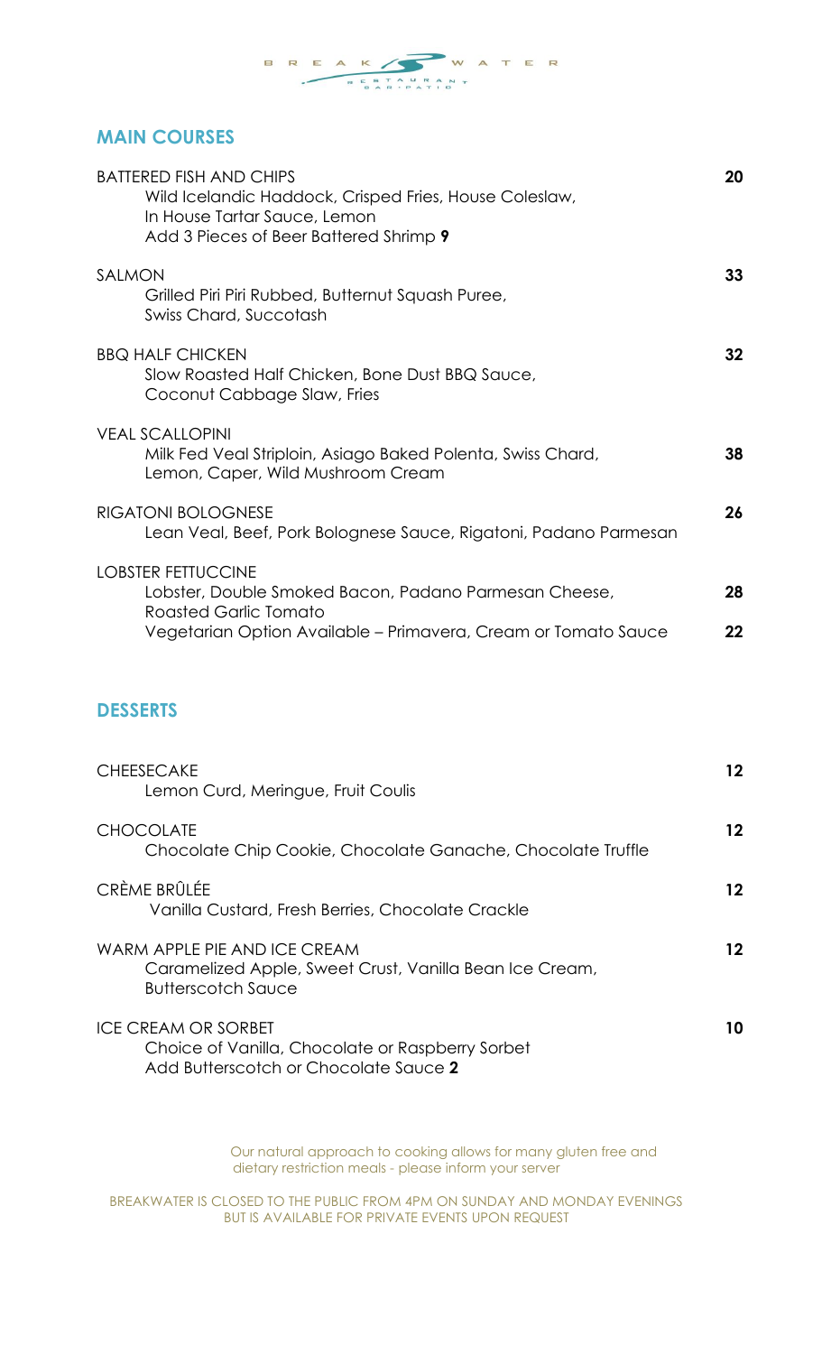BREAKWATER
RESTAURANT
BAR • PATIO

## MAIN COURSES

**BATTERED FISH AND CHIPS** — **20**
Wild Icelandic Haddock, Crisped Fries, House Coleslaw,
In House Tartar Sauce, Lemon
Add 3 Pieces of Beer Battered Shrimp **9**

**SALMON** — **33**
Grilled Piri Piri Rubbed, Butternut Squash Puree,
Swiss Chard, Succotash

**BBQ HALF CHICKEN** — **32**
Slow Roasted Half Chicken, Bone Dust BBQ Sauce,
Coconut Cabbage Slaw, Fries

**VEAL SCALLOPINI** — **38**
Milk Fed Veal Striploin, Asiago Baked Polenta, Swiss Chard,
Lemon, Caper, Wild Mushroom Cream

**RIGATONI BOLOGNESE** — **26**
Lean Veal, Beef, Pork Bolognese Sauce, Rigatoni, Padano Parmesan

**LOBSTER FETTUCCINE** — **28**
Lobster, Double Smoked Bacon, Padano Parmesan Cheese,
Roasted Garlic Tomato
Vegetarian Option Available – Primavera, Cream or Tomato Sauce — **22**

## DESSERTS

**CHEESECAKE** — **12**
Lemon Curd, Meringue, Fruit Coulis

**CHOCOLATE** — **12**
Chocolate Chip Cookie, Chocolate Ganache, Chocolate Truffle

**CRÈME BRÛLÉE** — **12**
Vanilla Custard, Fresh Berries, Chocolate Crackle

**WARM APPLE PIE AND ICE CREAM** — **12**
Caramelized Apple, Sweet Crust, Vanilla Bean Ice Cream,
Butterscotch Sauce

**ICE CREAM OR SORBET** — **10**
Choice of Vanilla, Chocolate or Raspberry Sorbet
Add Butterscotch or Chocolate Sauce **2**

Our natural approach to cooking allows for many gluten free and dietary restriction meals - please inform your server

BREAKWATER IS CLOSED TO THE PUBLIC FROM 4PM ON SUNDAY AND MONDAY EVENINGS BUT IS AVAILABLE FOR PRIVATE EVENTS UPON REQUEST